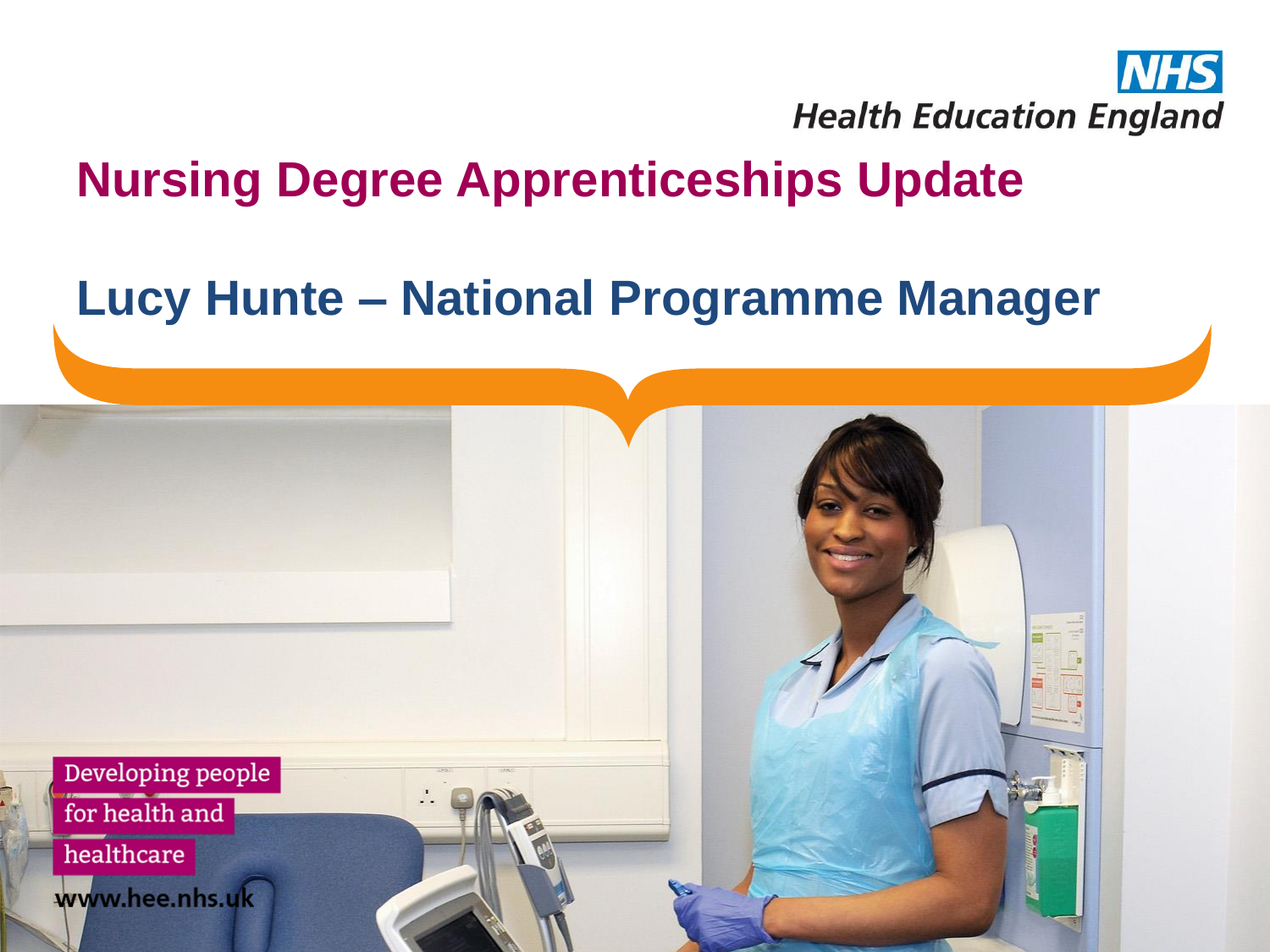NHS
Health Education England

# Nursing Degree Apprenticeships Update

## Lucy Hunte – National Programme Manager

Developing people for health and healthcare

www.hee.nhs.uk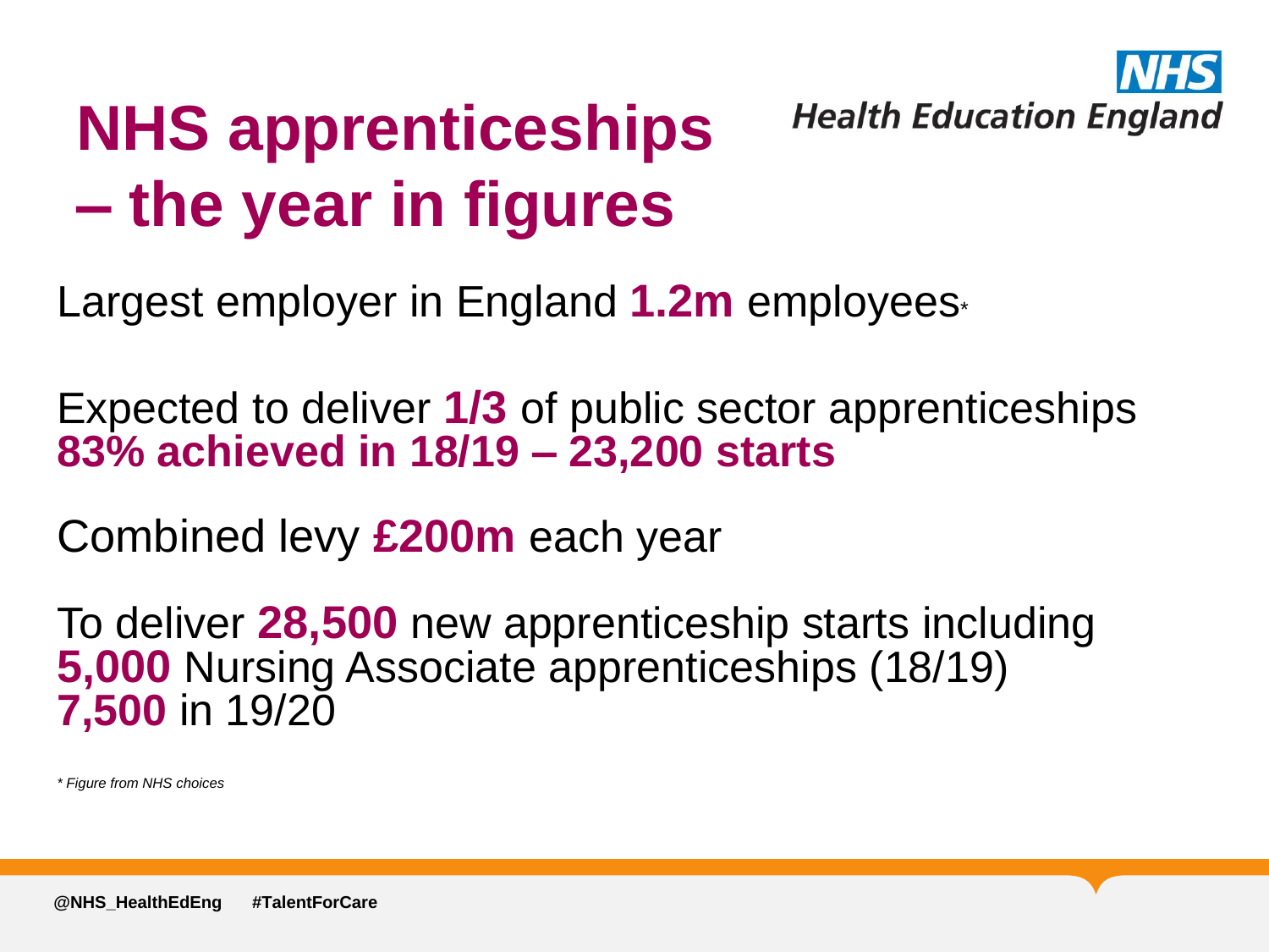# NHS apprenticeships – the year in figures

NHS Health Education England

Largest employer in England **1.2m** employees*

Expected to deliver **1/3** of public sector apprenticeships
**83% achieved in 18/19 – 23,200 starts**

Combined levy **£200m** each year

To deliver **28,500** new apprenticeship starts including
**5,000** Nursing Associate apprenticeships (18/19)
**7,500** in 19/20

*\* Figure from NHS choices*

**@NHS_HealthEdEng** **#TalentForCare**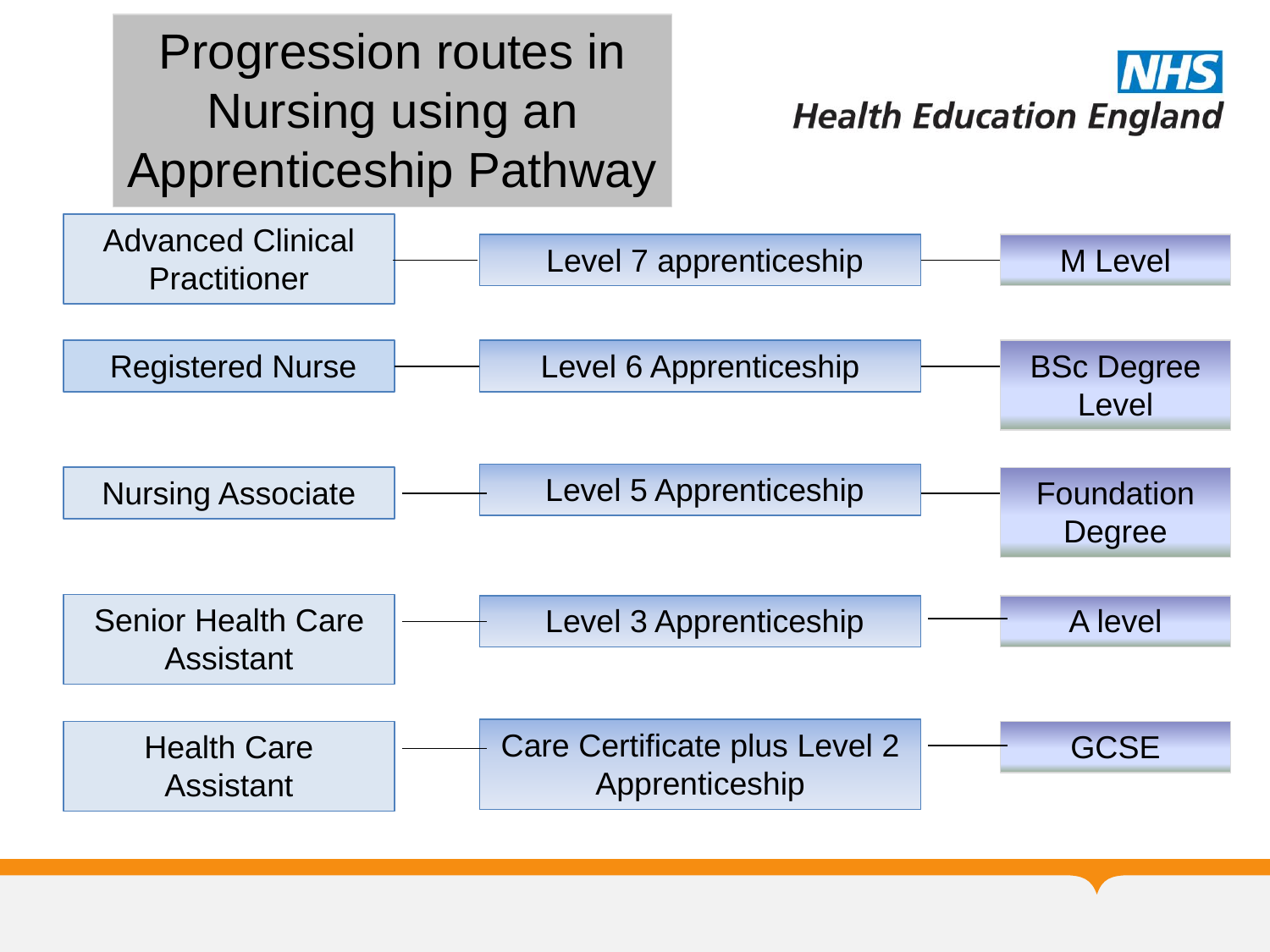# Progression routes in Nursing using an Apprenticeship Pathway

Health Education England

| Role | Apprenticeship | Academic Level |
|---|---|---|
| Advanced Clinical Practitioner | Level 7 apprenticeship | M Level |
| Registered Nurse | Level 6 Apprenticeship | BSc Degree Level |
| Nursing Associate | Level 5 Apprenticeship | Foundation Degree |
| Senior Health Care Assistant | Level 3 Apprenticeship | A level |
| Health Care Assistant | Care Certificate plus Level 2 Apprenticeship | GCSE |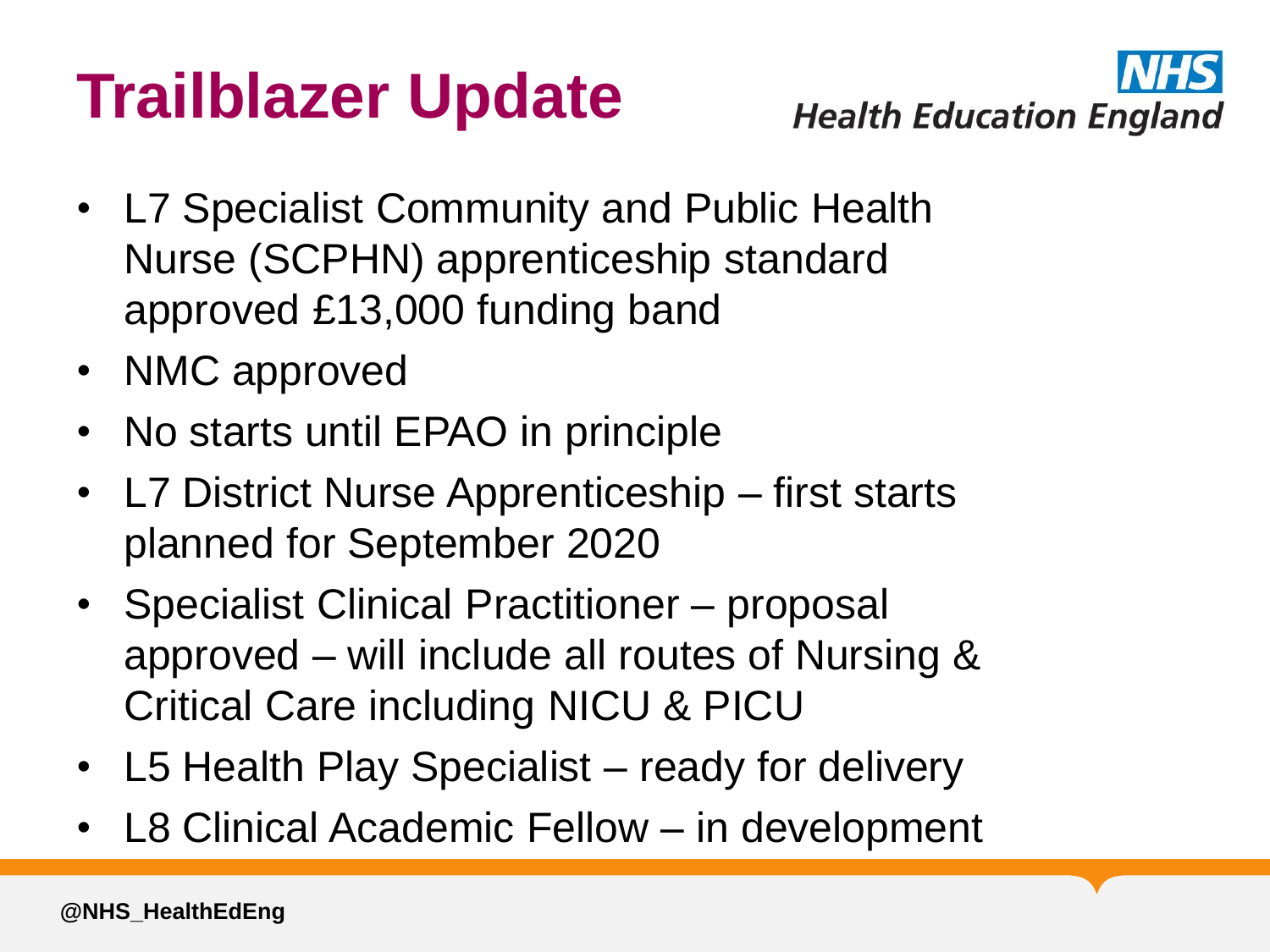# Trailblazer Update

- L7 Specialist Community and Public Health Nurse (SCPHN) apprenticeship standard approved £13,000 funding band
- NMC approved
- No starts until EPAO in principle
- L7 District Nurse Apprenticeship – first starts planned for September 2020
- Specialist Clinical Practitioner – proposal approved – will include all routes of Nursing & Critical Care including NICU & PICU
- L5 Health Play Specialist – ready for delivery
- L8 Clinical Academic Fellow – in development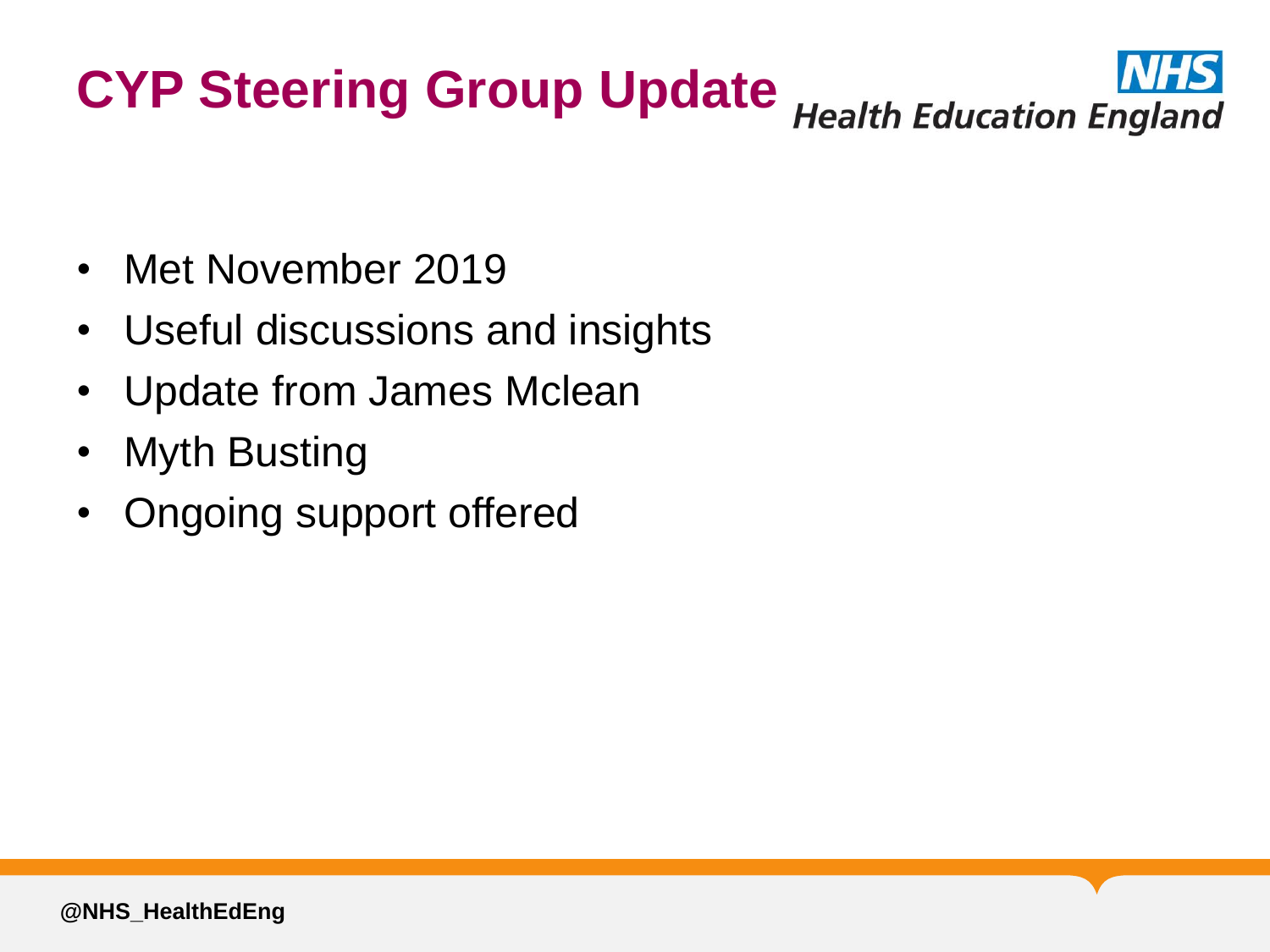# CYP Steering Group Update

- Met November 2019
- Useful discussions and insights
- Update from James Mclean
- Myth Busting
- Ongoing support offered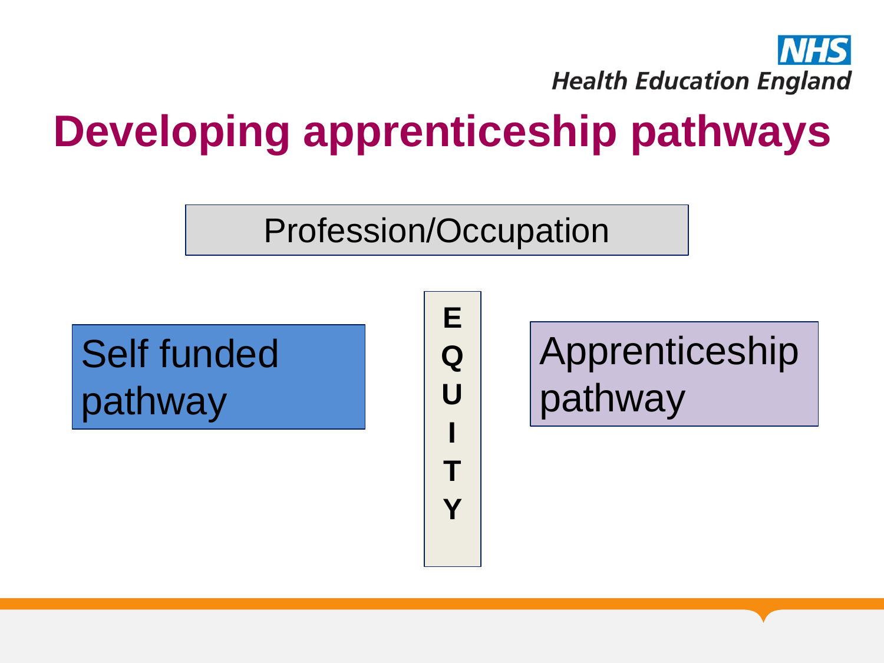# Developing apprenticeship pathways

Profession/Occupation

Self funded pathway

EQUITY

Apprenticeship pathway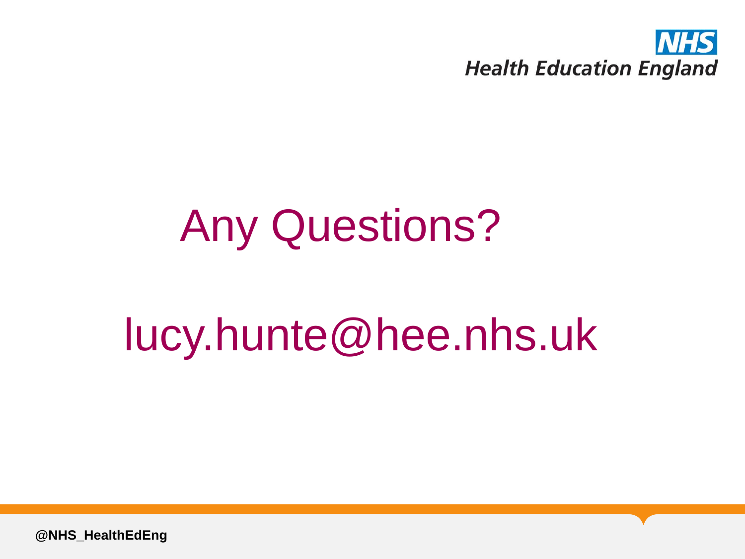NHS
Health Education England

# Any Questions?

lucy.hunte@hee.nhs.uk

@NHS_HealthEdEng